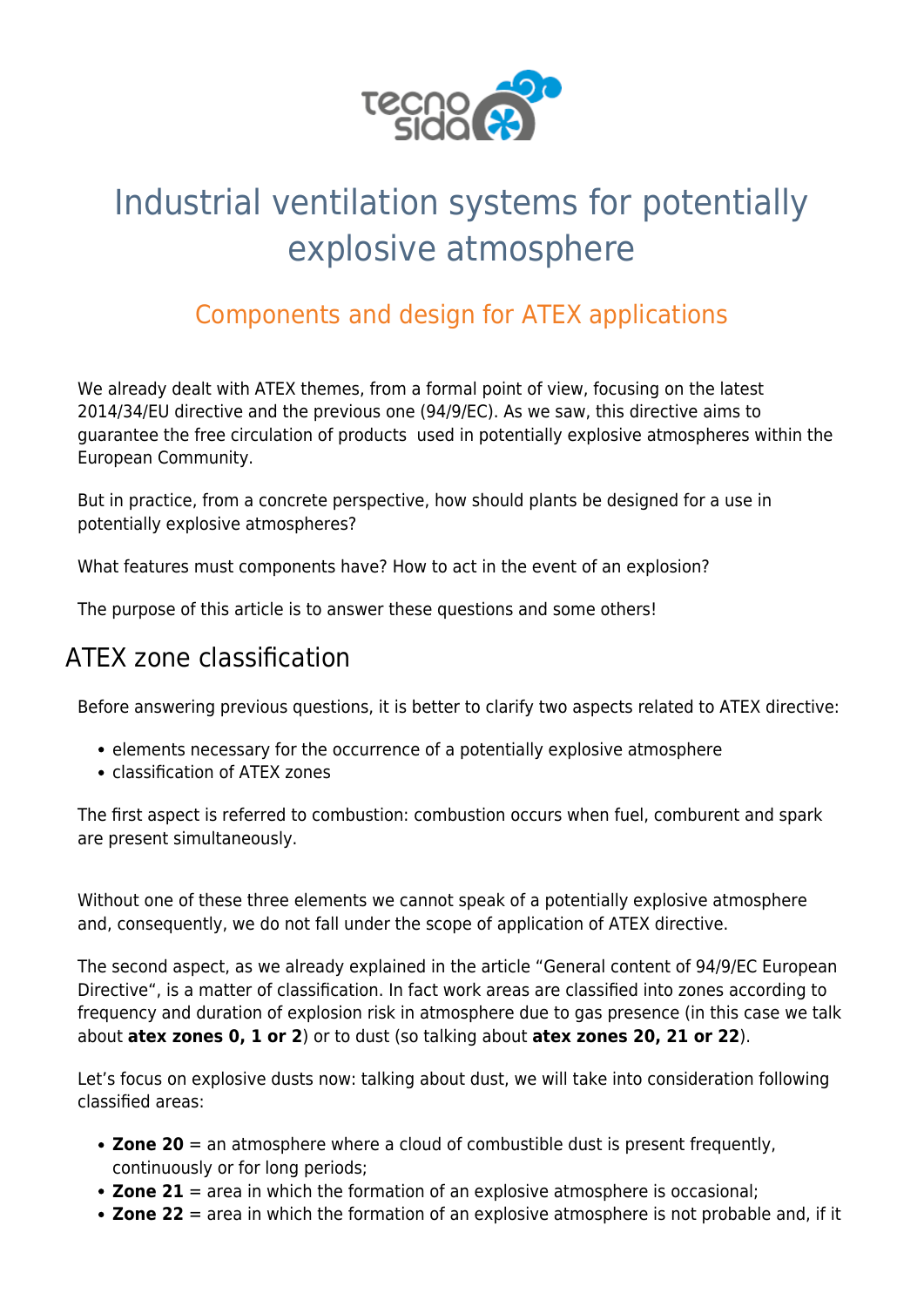# Industrial ventilation systems for potentially explosive atmosphere

## Components and design for ATEX applications

We already dealt with ATEX themes, from a formal point of view, focusing on the latest 2014/34/EU directive and the previous one (94/9/EC). As we saw, this directive aims to guarantee the free circulation of products  used in potentially explosive atmospheres within the European Community.

But in practice, from a concrete perspective, how should plants be designed for a use in potentially explosive atmospheres?

What features must components have? How to act in the event of an explosion?

The purpose of this article is to answer these questions and some others!

## ATEX zone classification

Before answering previous questions, it is better to clarify two aspects related to ATEX directive:

- elements necessary for the occurrence of a potentially explosive atmosphere
- classification of ATEX zones

The first aspect is referred to combustion: combustion occurs when fuel, comburent and spark are present simultaneously.

Without one of these three elements we cannot speak of a potentially explosive atmosphere and, consequently, we do not fall under the scope of application of ATEX directive.

The second aspect, as we already explained in the article "General content of 94/9/EC European Directive", is a matter of classification. In fact work areas are classified into zones according to frequency and duration of explosion risk in atmosphere due to gas presence (in this case we talk about **atex zones 0, 1 or 2**) or to dust (so talking about **atex zones 20, 21 or 22**).

Let's focus on explosive dusts now: talking about dust, we will take into consideration following classified areas:

- **Zone 20** = an atmosphere where a cloud of combustible dust is present frequently, continuously or for long periods;
- **Zone 21** = area in which the formation of an explosive atmosphere is occasional;
- **Zone 22** = area in which the formation of an explosive atmosphere is not probable and, if it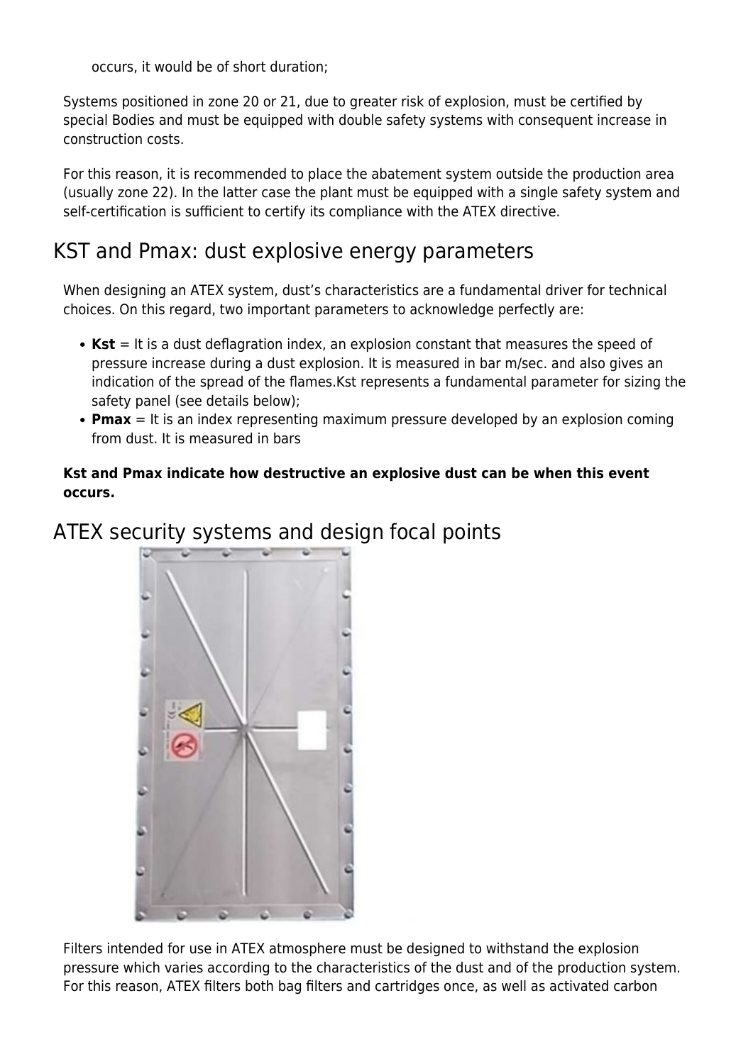occurs, it would be of short duration;

Systems positioned in zone 20 or 21, due to greater risk of explosion, must be certified by special Bodies and must be equipped with double safety systems with consequent increase in construction costs.

For this reason, it is recommended to place the abatement system outside the production area (usually zone 22). In the latter case the plant must be equipped with a single safety system and self-certification is sufficient to certify its compliance with the ATEX directive.

## KST and Pmax: dust explosive energy parameters

When designing an ATEX system, dust's characteristics are a fundamental driver for technical choices. On this regard, two important parameters to acknowledge perfectly are:

- **Kst** = It is a dust deflagration index, an explosion constant that measures the speed of pressure increase during a dust explosion. It is measured in bar m/sec. and also gives an indication of the spread of the flames.Kst represents a fundamental parameter for sizing the safety panel (see details below);
- **Pmax** = It is an index representing maximum pressure developed by an explosion coming from dust. It is measured in bars

**Kst and Pmax indicate how destructive an explosive dust can be when this event occurs.**

## ATEX security systems and design focal points

Filters intended for use in ATEX atmosphere must be designed to withstand the explosion pressure which varies according to the characteristics of the dust and of the production system. For this reason, ATEX filters both bag filters and cartridges once, as well as activated carbon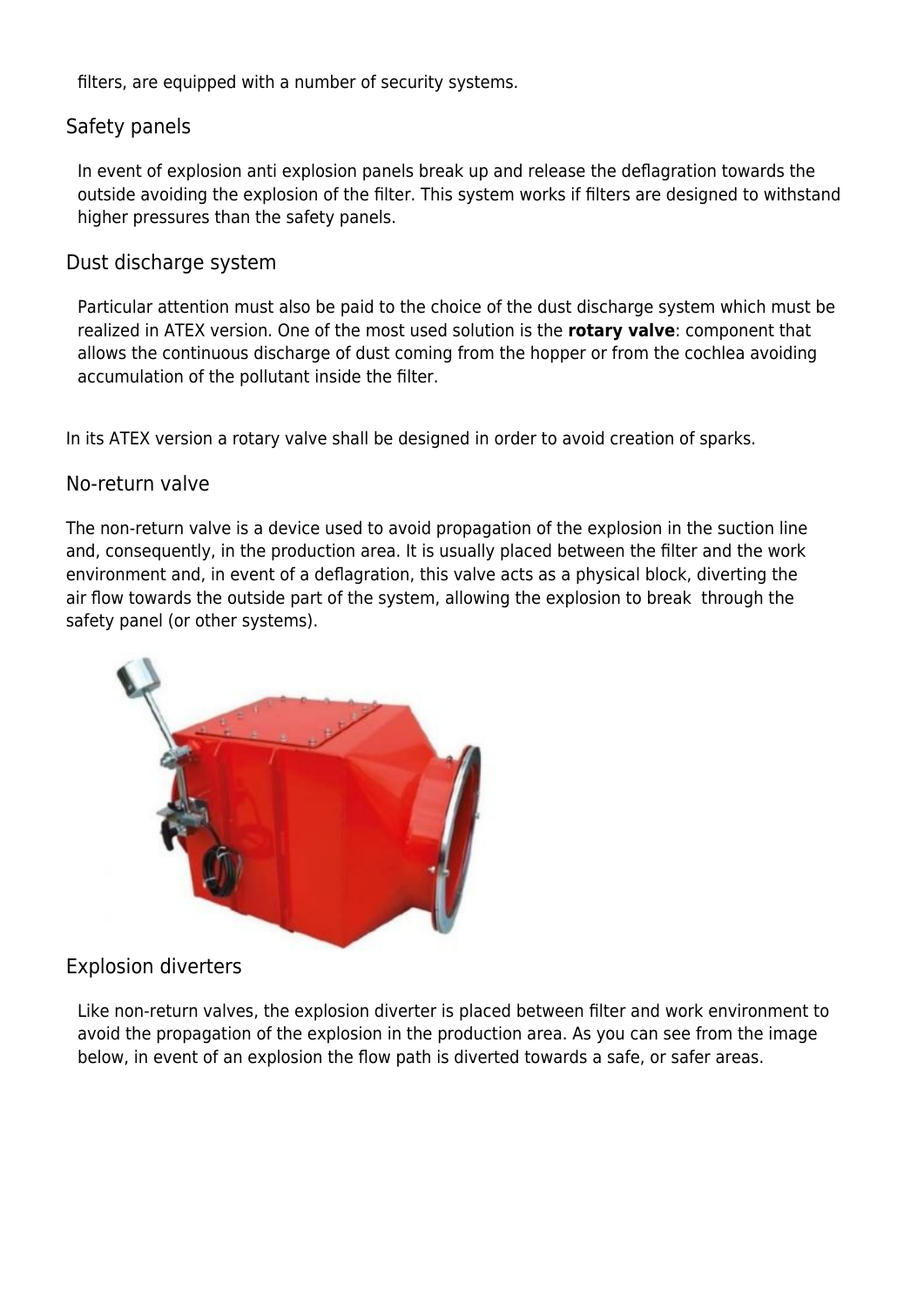filters, are equipped with a number of security systems.

## Safety panels

In event of explosion anti explosion panels break up and release the deflagration towards the outside avoiding the explosion of the filter. This system works if filters are designed to withstand higher pressures than the safety panels.

## Dust discharge system

Particular attention must also be paid to the choice of the dust discharge system which must be realized in ATEX version. One of the most used solution is the **rotary valve**: component that allows the continuous discharge of dust coming from the hopper or from the cochlea avoiding accumulation of the pollutant inside the filter.

In its ATEX version a rotary valve shall be designed in order to avoid creation of sparks.

## No-return valve

The non-return valve is a device used to avoid propagation of the explosion in the suction line and, consequently, in the production area. It is usually placed between the filter and the work environment and, in event of a deflagration, this valve acts as a physical block, diverting the air flow towards the outside part of the system, allowing the explosion to break through the safety panel (or other systems).

## Explosion diverters

Like non-return valves, the explosion diverter is placed between filter and work environment to avoid the propagation of the explosion in the production area. As you can see from the image below, in event of an explosion the flow path is diverted towards a safe, or safer areas.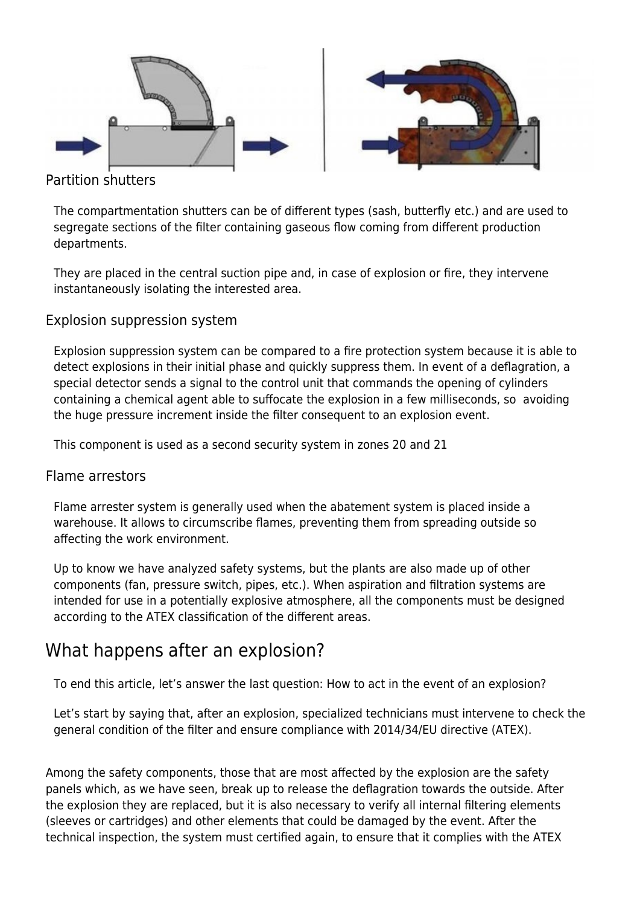### Partition shutters

The compartmentation shutters can be of different types (sash, butterfly etc.) and are used to segregate sections of the filter containing gaseous flow coming from different production departments.

They are placed in the central suction pipe and, in case of explosion or fire, they intervene instantaneously isolating the interested area.

### Explosion suppression system

Explosion suppression system can be compared to a fire protection system because it is able to detect explosions in their initial phase and quickly suppress them. In event of a deflagration, a special detector sends a signal to the control unit that commands the opening of cylinders containing a chemical agent able to suffocate the explosion in a few milliseconds, so avoiding the huge pressure increment inside the filter consequent to an explosion event.

This component is used as a second security system in zones 20 and 21

### Flame arrestors

Flame arrester system is generally used when the abatement system is placed inside a warehouse. It allows to circumscribe flames, preventing them from spreading outside so affecting the work environment.

Up to know we have analyzed safety systems, but the plants are also made up of other components (fan, pressure switch, pipes, etc.). When aspiration and filtration systems are intended for use in a potentially explosive atmosphere, all the components must be designed according to the ATEX classification of the different areas.

## What happens after an explosion?

To end this article, let's answer the last question: How to act in the event of an explosion?

Let's start by saying that, after an explosion, specialized technicians must intervene to check the general condition of the filter and ensure compliance with 2014/34/EU directive (ATEX).

Among the safety components, those that are most affected by the explosion are the safety panels which, as we have seen, break up to release the deflagration towards the outside. After the explosion they are replaced, but it is also necessary to verify all internal filtering elements (sleeves or cartridges) and other elements that could be damaged by the event. After the technical inspection, the system must certified again, to ensure that it complies with the ATEX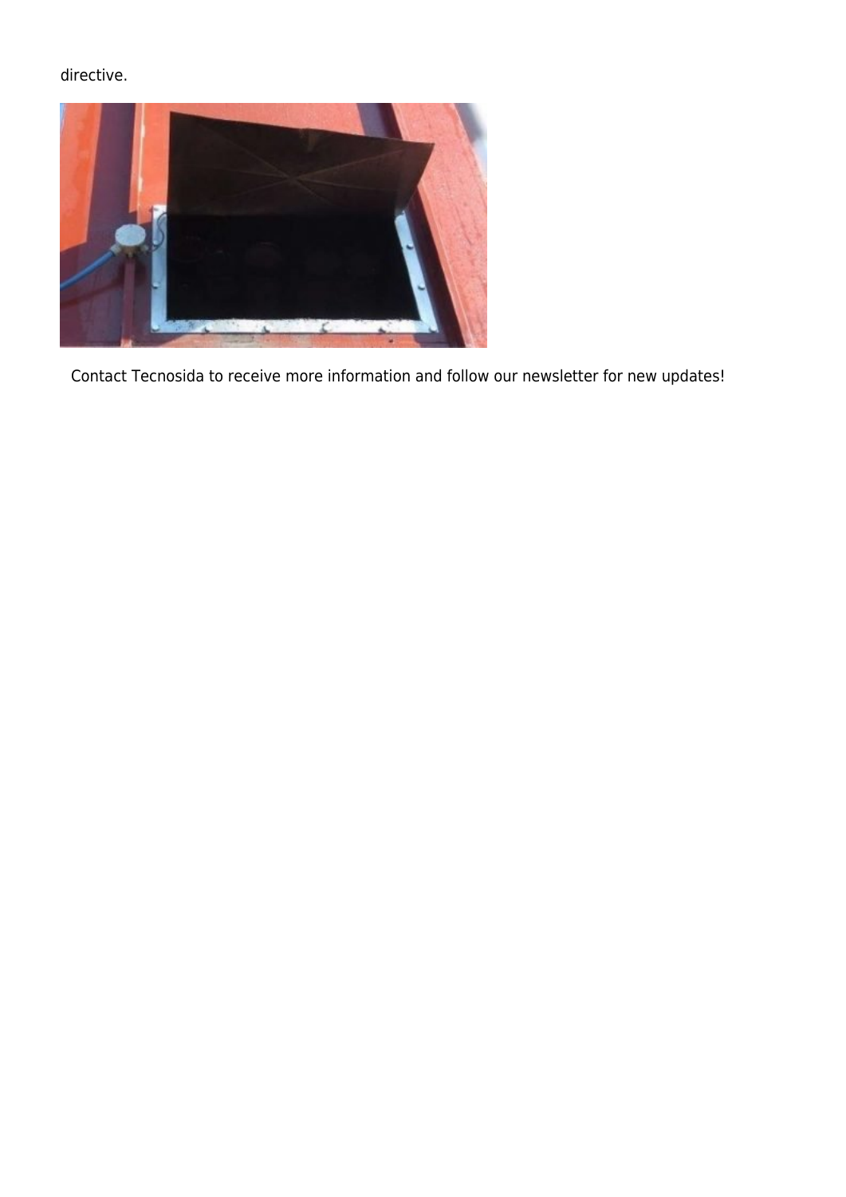directive.

Contact Tecnosida to receive more information and follow our newsletter for new updates!